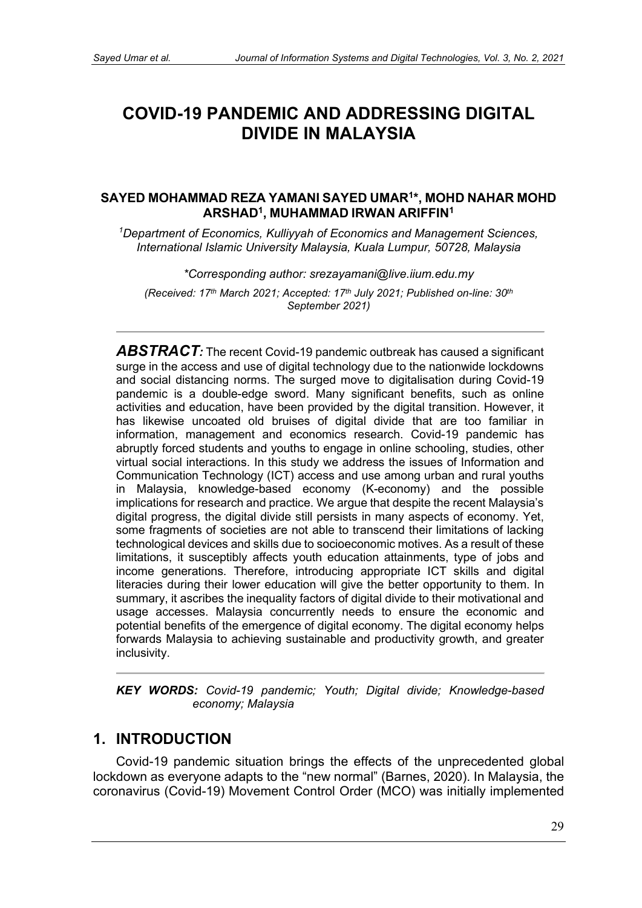# COVID-19 PANDEMIC AND ADDRESSING DIGITAL DIVIDE IN MALAYSIA

**SAYED MOHAMMAD REZA YAMANI SAYED UMAR[1]*, MOHD NAHAR MOHD ARSHAD[1], MUHAMMAD IRWAN ARIFFIN[1]**

*[1]Department of Economics, Kulliyyah of Economics and Management Sciences, International Islamic University Malaysia, Kuala Lumpur, 50728, Malaysia*

*\*Corresponding author: srezayamani@live.iium.edu.my*

*(Received: 17th March 2021; Accepted: 17th July 2021; Published on-line: 30th September 2021)*

***ABSTRACT:*** The recent Covid-19 pandemic outbreak has caused a significant surge in the access and use of digital technology due to the nationwide lockdowns and social distancing norms. The surged move to digitalisation during Covid-19 pandemic is a double-edge sword. Many significant benefits, such as online activities and education, have been provided by the digital transition. However, it has likewise uncoated old bruises of digital divide that are too familiar in information, management and economics research. Covid-19 pandemic has abruptly forced students and youths to engage in online schooling, studies, other virtual social interactions. In this study we address the issues of Information and Communication Technology (ICT) access and use among urban and rural youths in Malaysia, knowledge-based economy (K-economy) and the possible implications for research and practice. We argue that despite the recent Malaysia's digital progress, the digital divide still persists in many aspects of economy. Yet, some fragments of societies are not able to transcend their limitations of lacking technological devices and skills due to socioeconomic motives. As a result of these limitations, it susceptibly affects youth education attainments, type of jobs and income generations. Therefore, introducing appropriate ICT skills and digital literacies during their lower education will give the better opportunity to them. In summary, it ascribes the inequality factors of digital divide to their motivational and usage accesses. Malaysia concurrently needs to ensure the economic and potential benefits of the emergence of digital economy. The digital economy helps forwards Malaysia to achieving sustainable and productivity growth, and greater inclusivity.

***KEY WORDS:*** *Covid-19 pandemic; Youth; Digital divide; Knowledge-based economy; Malaysia*

## 1. INTRODUCTION

Covid-19 pandemic situation brings the effects of the unprecedented global lockdown as everyone adapts to the "new normal" (Barnes, 2020). In Malaysia, the coronavirus (Covid-19) Movement Control Order (MCO) was initially implemented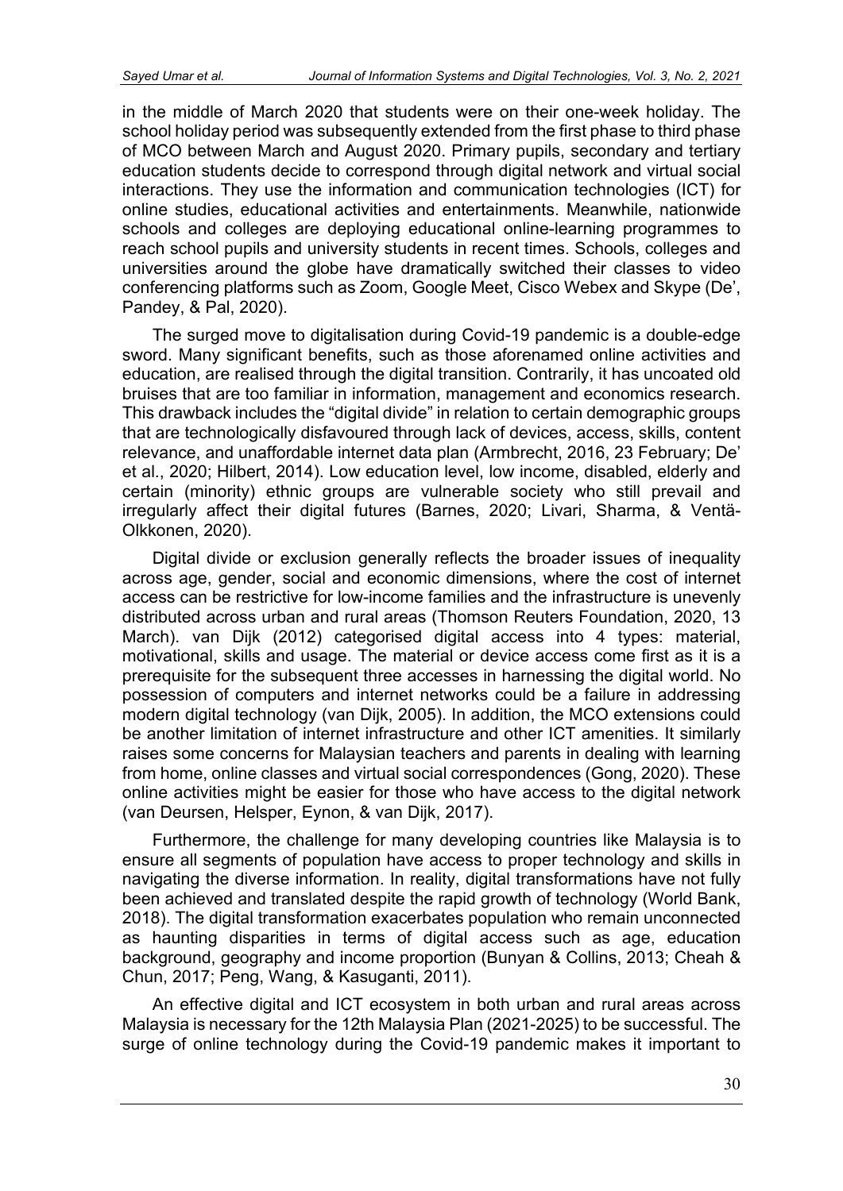in the middle of March 2020 that students were on their one-week holiday. The school holiday period was subsequently extended from the first phase to third phase of MCO between March and August 2020. Primary pupils, secondary and tertiary education students decide to correspond through digital network and virtual social interactions. They use the information and communication technologies (ICT) for online studies, educational activities and entertainments. Meanwhile, nationwide schools and colleges are deploying educational online-learning programmes to reach school pupils and university students in recent times. Schools, colleges and universities around the globe have dramatically switched their classes to video conferencing platforms such as Zoom, Google Meet, Cisco Webex and Skype (De', Pandey, & Pal, 2020).

The surged move to digitalisation during Covid-19 pandemic is a double-edge sword. Many significant benefits, such as those aforenamed online activities and education, are realised through the digital transition. Contrarily, it has uncoated old bruises that are too familiar in information, management and economics research. This drawback includes the "digital divide" in relation to certain demographic groups that are technologically disfavoured through lack of devices, access, skills, content relevance, and unaffordable internet data plan (Armbrecht, 2016, 23 February; De' et al., 2020; Hilbert, 2014). Low education level, low income, disabled, elderly and certain (minority) ethnic groups are vulnerable society who still prevail and irregularly affect their digital futures (Barnes, 2020; Livari, Sharma, & Ventä-Olkkonen, 2020).

Digital divide or exclusion generally reflects the broader issues of inequality across age, gender, social and economic dimensions, where the cost of internet access can be restrictive for low-income families and the infrastructure is unevenly distributed across urban and rural areas (Thomson Reuters Foundation, 2020, 13 March). van Dijk (2012) categorised digital access into 4 types: material, motivational, skills and usage. The material or device access come first as it is a prerequisite for the subsequent three accesses in harnessing the digital world. No possession of computers and internet networks could be a failure in addressing modern digital technology (van Dijk, 2005). In addition, the MCO extensions could be another limitation of internet infrastructure and other ICT amenities. It similarly raises some concerns for Malaysian teachers and parents in dealing with learning from home, online classes and virtual social correspondences (Gong, 2020). These online activities might be easier for those who have access to the digital network (van Deursen, Helsper, Eynon, & van Dijk, 2017).

Furthermore, the challenge for many developing countries like Malaysia is to ensure all segments of population have access to proper technology and skills in navigating the diverse information. In reality, digital transformations have not fully been achieved and translated despite the rapid growth of technology (World Bank, 2018). The digital transformation exacerbates population who remain unconnected as haunting disparities in terms of digital access such as age, education background, geography and income proportion (Bunyan & Collins, 2013; Cheah & Chun, 2017; Peng, Wang, & Kasuganti, 2011).

An effective digital and ICT ecosystem in both urban and rural areas across Malaysia is necessary for the 12th Malaysia Plan (2021-2025) to be successful. The surge of online technology during the Covid-19 pandemic makes it important to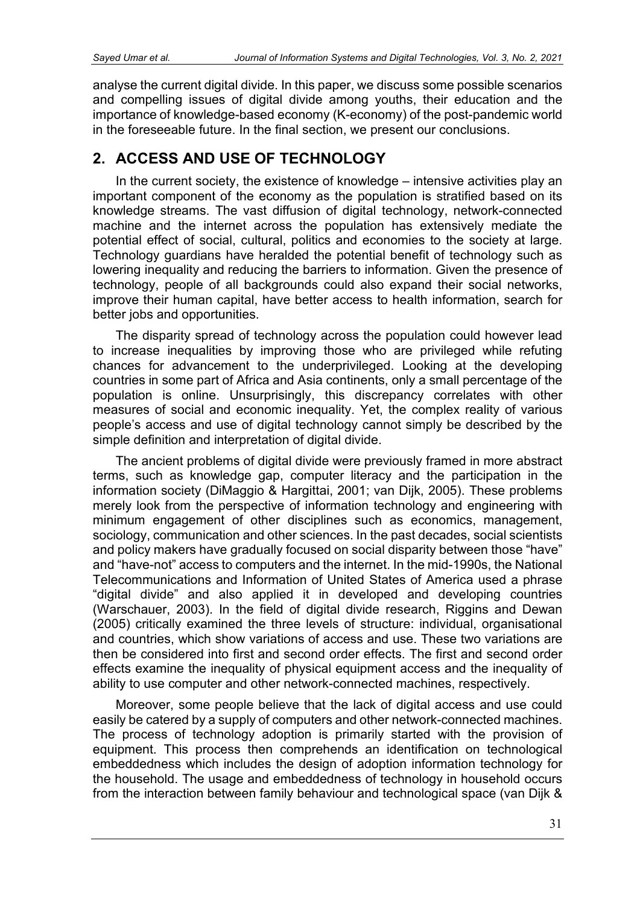analyse the current digital divide. In this paper, we discuss some possible scenarios and compelling issues of digital divide among youths, their education and the importance of knowledge-based economy (K-economy) of the post-pandemic world in the foreseeable future. In the final section, we present our conclusions.

## 2. ACCESS AND USE OF TECHNOLOGY

In the current society, the existence of knowledge – intensive activities play an important component of the economy as the population is stratified based on its knowledge streams. The vast diffusion of digital technology, network-connected machine and the internet across the population has extensively mediate the potential effect of social, cultural, politics and economies to the society at large. Technology guardians have heralded the potential benefit of technology such as lowering inequality and reducing the barriers to information. Given the presence of technology, people of all backgrounds could also expand their social networks, improve their human capital, have better access to health information, search for better jobs and opportunities.

The disparity spread of technology across the population could however lead to increase inequalities by improving those who are privileged while refuting chances for advancement to the underprivileged. Looking at the developing countries in some part of Africa and Asia continents, only a small percentage of the population is online. Unsurprisingly, this discrepancy correlates with other measures of social and economic inequality. Yet, the complex reality of various people's access and use of digital technology cannot simply be described by the simple definition and interpretation of digital divide.

The ancient problems of digital divide were previously framed in more abstract terms, such as knowledge gap, computer literacy and the participation in the information society (DiMaggio & Hargittai, 2001; van Dijk, 2005). These problems merely look from the perspective of information technology and engineering with minimum engagement of other disciplines such as economics, management, sociology, communication and other sciences. In the past decades, social scientists and policy makers have gradually focused on social disparity between those "have" and "have-not" access to computers and the internet. In the mid-1990s, the National Telecommunications and Information of United States of America used a phrase "digital divide" and also applied it in developed and developing countries (Warschauer, 2003). In the field of digital divide research, Riggins and Dewan (2005) critically examined the three levels of structure: individual, organisational and countries, which show variations of access and use. These two variations are then be considered into first and second order effects. The first and second order effects examine the inequality of physical equipment access and the inequality of ability to use computer and other network-connected machines, respectively.

Moreover, some people believe that the lack of digital access and use could easily be catered by a supply of computers and other network-connected machines. The process of technology adoption is primarily started with the provision of equipment. This process then comprehends an identification on technological embeddedness which includes the design of adoption information technology for the household. The usage and embeddedness of technology in household occurs from the interaction between family behaviour and technological space (van Dijk &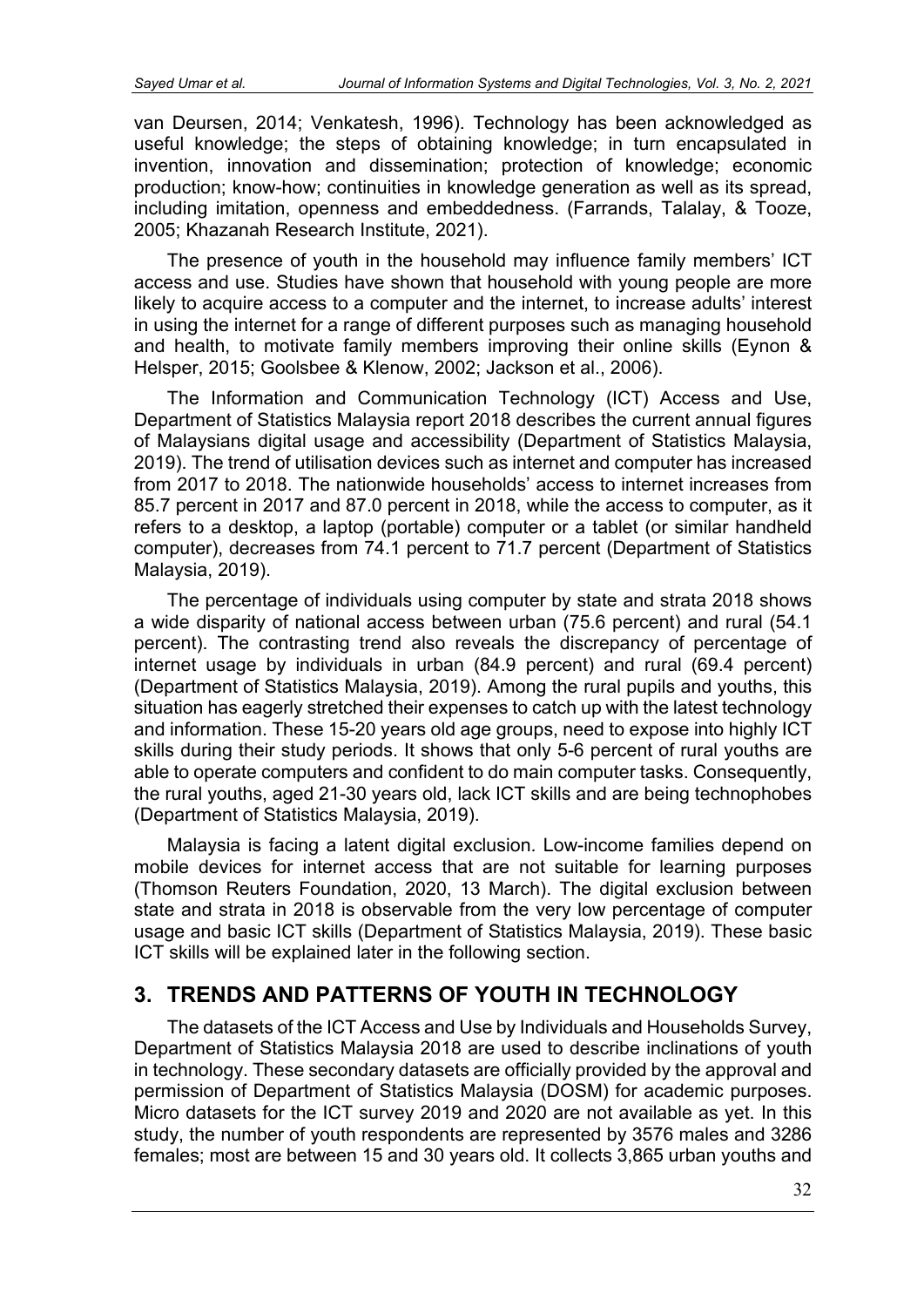van Deursen, 2014; Venkatesh, 1996). Technology has been acknowledged as useful knowledge; the steps of obtaining knowledge; in turn encapsulated in invention, innovation and dissemination; protection of knowledge; economic production; know-how; continuities in knowledge generation as well as its spread, including imitation, openness and embeddedness. (Farrands, Talalay, & Tooze, 2005; Khazanah Research Institute, 2021).

The presence of youth in the household may influence family members' ICT access and use. Studies have shown that household with young people are more likely to acquire access to a computer and the internet, to increase adults' interest in using the internet for a range of different purposes such as managing household and health, to motivate family members improving their online skills (Eynon & Helsper, 2015; Goolsbee & Klenow, 2002; Jackson et al., 2006).

The Information and Communication Technology (ICT) Access and Use, Department of Statistics Malaysia report 2018 describes the current annual figures of Malaysians digital usage and accessibility (Department of Statistics Malaysia, 2019). The trend of utilisation devices such as internet and computer has increased from 2017 to 2018. The nationwide households' access to internet increases from 85.7 percent in 2017 and 87.0 percent in 2018, while the access to computer, as it refers to a desktop, a laptop (portable) computer or a tablet (or similar handheld computer), decreases from 74.1 percent to 71.7 percent (Department of Statistics Malaysia, 2019).

The percentage of individuals using computer by state and strata 2018 shows a wide disparity of national access between urban (75.6 percent) and rural (54.1 percent). The contrasting trend also reveals the discrepancy of percentage of internet usage by individuals in urban (84.9 percent) and rural (69.4 percent) (Department of Statistics Malaysia, 2019). Among the rural pupils and youths, this situation has eagerly stretched their expenses to catch up with the latest technology and information. These 15-20 years old age groups, need to expose into highly ICT skills during their study periods. It shows that only 5-6 percent of rural youths are able to operate computers and confident to do main computer tasks. Consequently, the rural youths, aged 21-30 years old, lack ICT skills and are being technophobes (Department of Statistics Malaysia, 2019).

Malaysia is facing a latent digital exclusion. Low-income families depend on mobile devices for internet access that are not suitable for learning purposes (Thomson Reuters Foundation, 2020, 13 March). The digital exclusion between state and strata in 2018 is observable from the very low percentage of computer usage and basic ICT skills (Department of Statistics Malaysia, 2019). These basic ICT skills will be explained later in the following section.

## 3. TRENDS AND PATTERNS OF YOUTH IN TECHNOLOGY

The datasets of the ICT Access and Use by Individuals and Households Survey, Department of Statistics Malaysia 2018 are used to describe inclinations of youth in technology. These secondary datasets are officially provided by the approval and permission of Department of Statistics Malaysia (DOSM) for academic purposes. Micro datasets for the ICT survey 2019 and 2020 are not available as yet. In this study, the number of youth respondents are represented by 3576 males and 3286 females; most are between 15 and 30 years old. It collects 3,865 urban youths and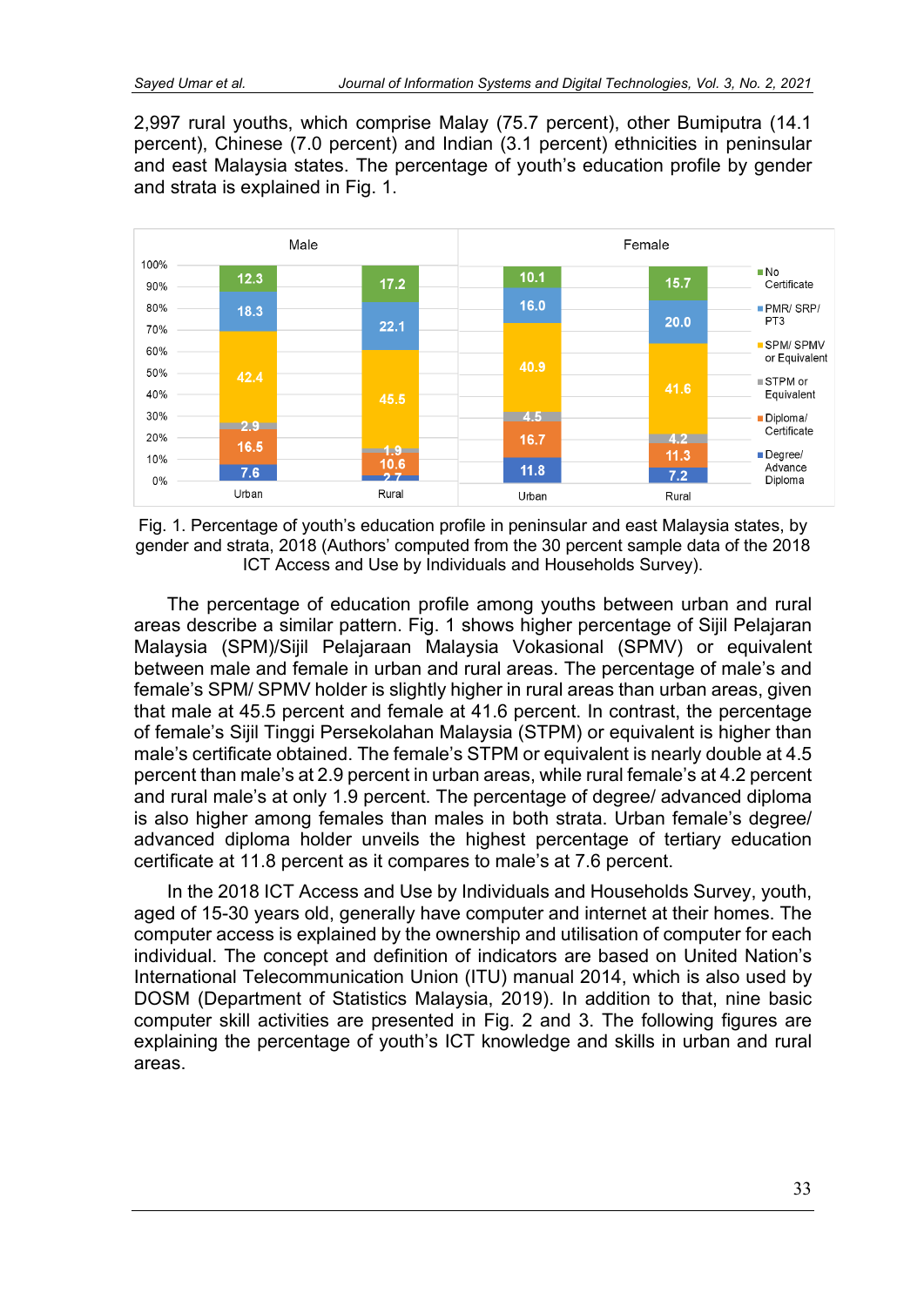2,997 rural youths, which comprise Malay (75.7 percent), other Bumiputra (14.1 percent), Chinese (7.0 percent) and Indian (3.1 percent) ethnicities in peninsular and east Malaysia states. The percentage of youth's education profile by gender and strata is explained in Fig. 1.

Fig. 1. Percentage of youth's education profile in peninsular and east Malaysia states, by gender and strata, 2018 (Authors' computed from the 30 percent sample data of the 2018 ICT Access and Use by Individuals and Households Survey).

The percentage of education profile among youths between urban and rural areas describe a similar pattern. Fig. 1 shows higher percentage of Sijil Pelajaran Malaysia (SPM)/Sijil Pelajaraan Malaysia Vokasional (SPMV) or equivalent between male and female in urban and rural areas. The percentage of male's and female's SPM/ SPMV holder is slightly higher in rural areas than urban areas, given that male at 45.5 percent and female at 41.6 percent. In contrast, the percentage of female's Sijil Tinggi Persekolahan Malaysia (STPM) or equivalent is higher than male's certificate obtained. The female's STPM or equivalent is nearly double at 4.5 percent than male's at 2.9 percent in urban areas, while rural female's at 4.2 percent and rural male's at only 1.9 percent. The percentage of degree/ advanced diploma is also higher among females than males in both strata. Urban female's degree/ advanced diploma holder unveils the highest percentage of tertiary education certificate at 11.8 percent as it compares to male's at 7.6 percent.

In the 2018 ICT Access and Use by Individuals and Households Survey, youth, aged of 15-30 years old, generally have computer and internet at their homes. The computer access is explained by the ownership and utilisation of computer for each individual. The concept and definition of indicators are based on United Nation's International Telecommunication Union (ITU) manual 2014, which is also used by DOSM (Department of Statistics Malaysia, 2019). In addition to that, nine basic computer skill activities are presented in Fig. 2 and 3. The following figures are explaining the percentage of youth's ICT knowledge and skills in urban and rural areas.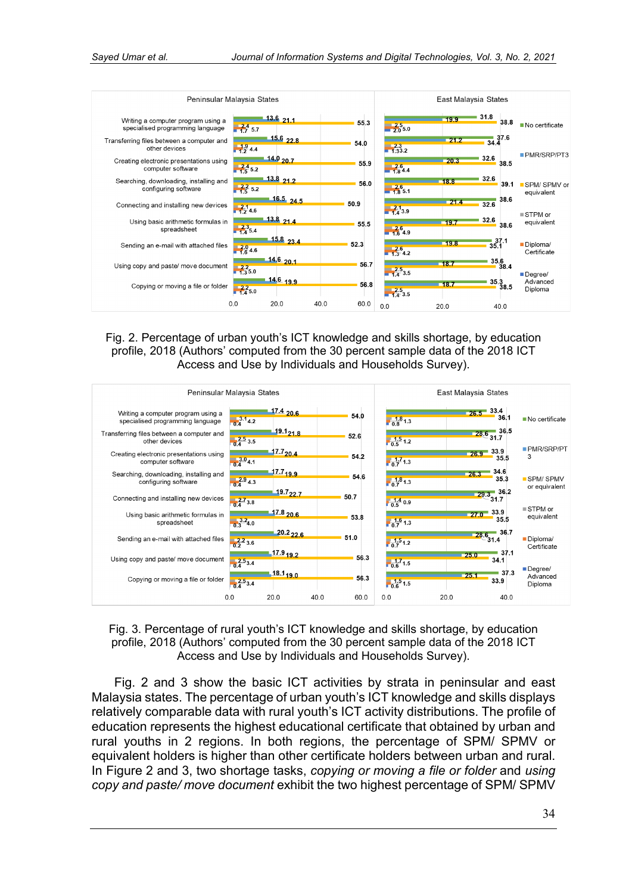Fig. 2. Percentage of urban youth's ICT knowledge and skills shortage, by education profile, 2018 (Authors' computed from the 30 percent sample data of the 2018 ICT Access and Use by Individuals and Households Survey).

Fig. 3. Percentage of rural youth's ICT knowledge and skills shortage, by education profile, 2018 (Authors' computed from the 30 percent sample data of the 2018 ICT Access and Use by Individuals and Households Survey).

Fig. 2 and 3 show the basic ICT activities by strata in peninsular and east Malaysia states. The percentage of urban youth's ICT knowledge and skills displays relatively comparable data with rural youth's ICT activity distributions. The profile of education represents the highest educational certificate that obtained by urban and rural youths in 2 regions. In both regions, the percentage of SPM/ SPMV or equivalent holders is higher than other certificate holders between urban and rural. In Figure 2 and 3, two shortage tasks, *copying or moving a file or folder* and *using copy and paste/ move document* exhibit the two highest percentage of SPM/ SPMV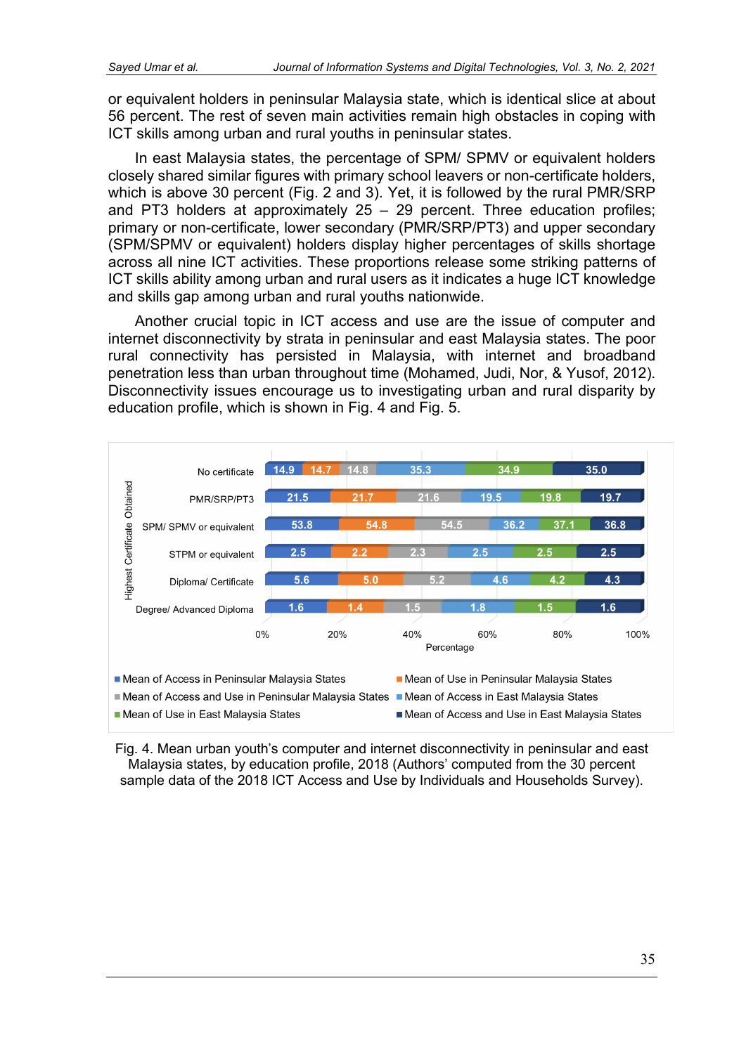or equivalent holders in peninsular Malaysia state, which is identical slice at about 56 percent. The rest of seven main activities remain high obstacles in coping with ICT skills among urban and rural youths in peninsular states.

In east Malaysia states, the percentage of SPM/ SPMV or equivalent holders closely shared similar figures with primary school leavers or non-certificate holders, which is above 30 percent (Fig. 2 and 3). Yet, it is followed by the rural PMR/SRP and PT3 holders at approximately 25 – 29 percent. Three education profiles; primary or non-certificate, lower secondary (PMR/SRP/PT3) and upper secondary (SPM/SPMV or equivalent) holders display higher percentages of skills shortage across all nine ICT activities. These proportions release some striking patterns of ICT skills ability among urban and rural users as it indicates a huge ICT knowledge and skills gap among urban and rural youths nationwide.

Another crucial topic in ICT access and use are the issue of computer and internet disconnectivity by strata in peninsular and east Malaysia states. The poor rural connectivity has persisted in Malaysia, with internet and broadband penetration less than urban throughout time (Mohamed, Judi, Nor, & Yusof, 2012). Disconnectivity issues encourage us to investigating urban and rural disparity by education profile, which is shown in Fig. 4 and Fig. 5.

| Highest Certificate Obtained | Mean of Access in Peninsular Malaysia States | Mean of Use in Peninsular Malaysia States | Mean of Access and Use in Peninsular Malaysia States | Mean of Access in East Malaysia States | Mean of Use in East Malaysia States | Mean of Access and Use in East Malaysia States |
|---|---|---|---|---|---|---|
| No certificate | 14.9 | 14.7 | 14.8 | 35.3 | 34.9 | 35.0 |
| PMR/SRP/PT3 | 21.5 | 21.7 | 21.6 | 19.5 | 19.8 | 19.7 |
| SPM/ SPMV or equivalent | 53.8 | 54.8 | 54.5 | 36.2 | 37.1 | 36.8 |
| STPM or equivalent | 2.5 | 2.2 | 2.3 | 2.5 | 2.5 | 2.5 |
| Diploma/ Certificate | 5.6 | 5.0 | 5.2 | 4.6 | 4.2 | 4.3 |
| Degree/ Advanced Diploma | 1.6 | 1.4 | 1.5 | 1.8 | 1.5 | 1.6 |

Fig. 4. Mean urban youth's computer and internet disconnectivity in peninsular and east Malaysia states, by education profile, 2018 (Authors' computed from the 30 percent sample data of the 2018 ICT Access and Use by Individuals and Households Survey).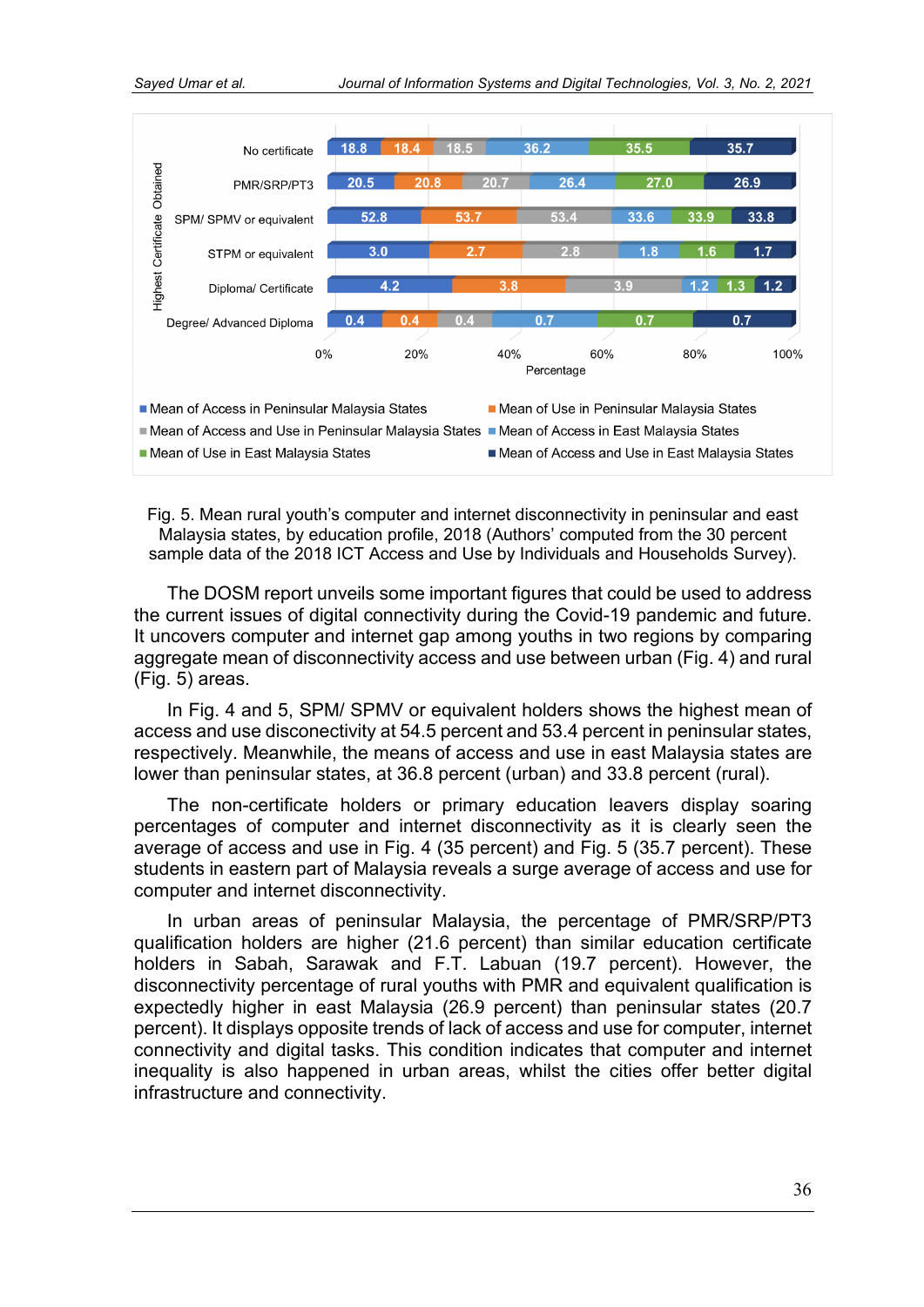| Highest Certificate Obtained | Mean of Access in Peninsular Malaysia States | Mean of Use in Peninsular Malaysia States | Mean of Access and Use in Peninsular Malaysia States | Mean of Access in East Malaysia States | Mean of Use in East Malaysia States | Mean of Access and Use in East Malaysia States |
|---|---|---|---|---|---|---|
| No certificate | 18.8 | 18.4 | 18.5 | 36.2 | 35.5 | 35.7 |
| PMR/SRP/PT3 | 20.5 | 20.8 | 20.7 | 26.4 | 27.0 | 26.9 |
| SPM/ SPMV or equivalent | 52.8 | 53.7 | 53.4 | 33.6 | 33.9 | 33.8 |
| STPM or equivalent | 3.0 | 2.7 | 2.8 | 1.8 | 1.6 | 1.7 |
| Diploma/ Certificate | 4.2 | 3.8 | 3.9 | 1.2 | 1.3 | 1.2 |
| Degree/ Advanced Diploma | 0.4 | 0.4 | 0.4 | 0.7 | 0.7 | 0.7 |

Fig. 5. Mean rural youth's computer and internet disconnectivity in peninsular and east Malaysia states, by education profile, 2018 (Authors' computed from the 30 percent sample data of the 2018 ICT Access and Use by Individuals and Households Survey).

The DOSM report unveils some important figures that could be used to address the current issues of digital connectivity during the Covid-19 pandemic and future. It uncovers computer and internet gap among youths in two regions by comparing aggregate mean of disconnectivity access and use between urban (Fig. 4) and rural (Fig. 5) areas.

In Fig. 4 and 5, SPM/ SPMV or equivalent holders shows the highest mean of access and use disconectivity at 54.5 percent and 53.4 percent in peninsular states, respectively. Meanwhile, the means of access and use in east Malaysia states are lower than peninsular states, at 36.8 percent (urban) and 33.8 percent (rural).

The non-certificate holders or primary education leavers display soaring percentages of computer and internet disconnectivity as it is clearly seen the average of access and use in Fig. 4 (35 percent) and Fig. 5 (35.7 percent). These students in eastern part of Malaysia reveals a surge average of access and use for computer and internet disconnectivity.

In urban areas of peninsular Malaysia, the percentage of PMR/SRP/PT3 qualification holders are higher (21.6 percent) than similar education certificate holders in Sabah, Sarawak and F.T. Labuan (19.7 percent). However, the disconnectivity percentage of rural youths with PMR and equivalent qualification is expectedly higher in east Malaysia (26.9 percent) than peninsular states (20.7 percent). It displays opposite trends of lack of access and use for computer, internet connectivity and digital tasks. This condition indicates that computer and internet inequality is also happened in urban areas, whilst the cities offer better digital infrastructure and connectivity.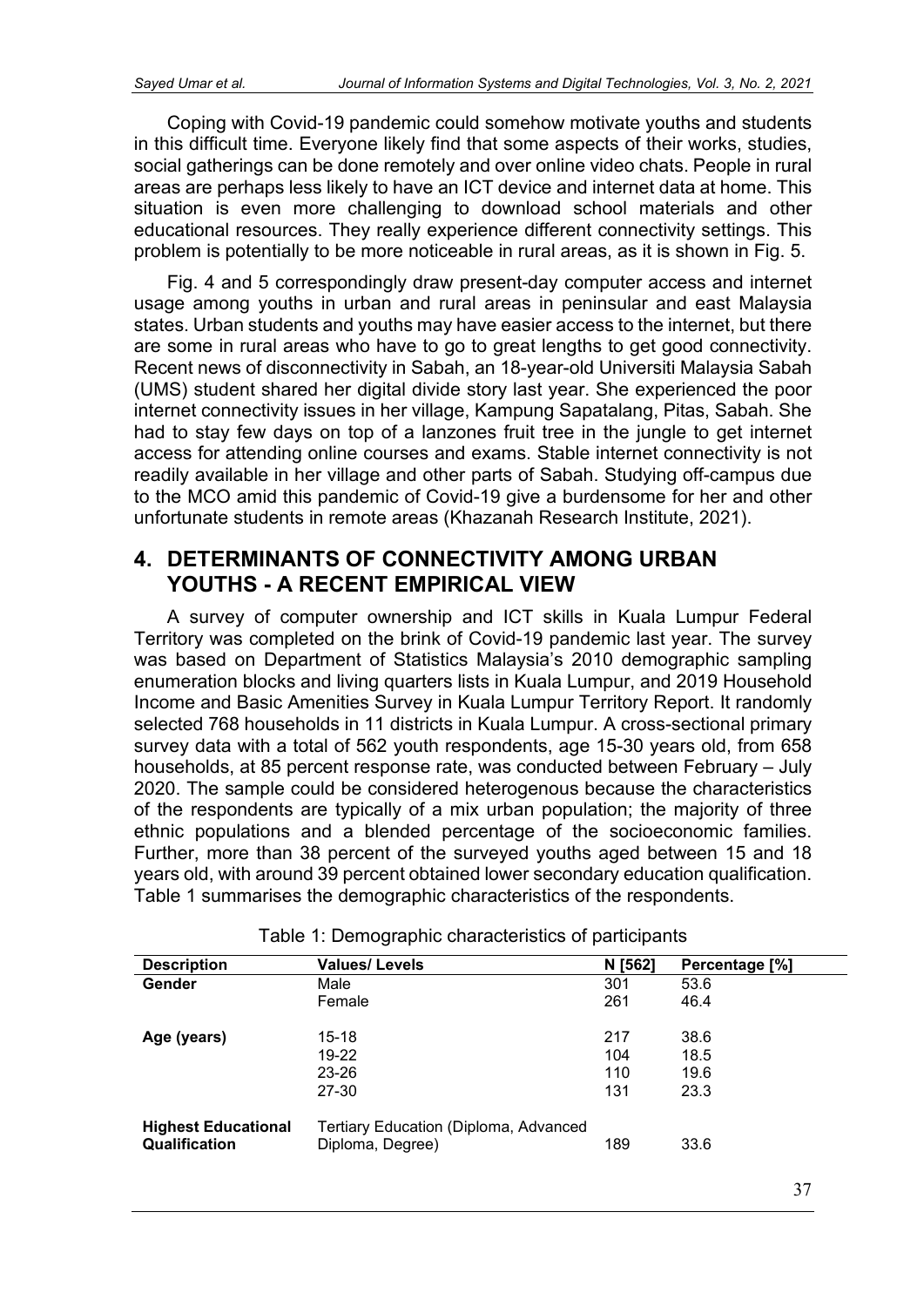Coping with Covid-19 pandemic could somehow motivate youths and students in this difficult time. Everyone likely find that some aspects of their works, studies, social gatherings can be done remotely and over online video chats. People in rural areas are perhaps less likely to have an ICT device and internet data at home. This situation is even more challenging to download school materials and other educational resources. They really experience different connectivity settings. This problem is potentially to be more noticeable in rural areas, as it is shown in Fig. 5.

Fig. 4 and 5 correspondingly draw present-day computer access and internet usage among youths in urban and rural areas in peninsular and east Malaysia states. Urban students and youths may have easier access to the internet, but there are some in rural areas who have to go to great lengths to get good connectivity. Recent news of disconnectivity in Sabah, an 18-year-old Universiti Malaysia Sabah (UMS) student shared her digital divide story last year. She experienced the poor internet connectivity issues in her village, Kampung Sapatalang, Pitas, Sabah. She had to stay few days on top of a lanzones fruit tree in the jungle to get internet access for attending online courses and exams. Stable internet connectivity is not readily available in her village and other parts of Sabah. Studying off-campus due to the MCO amid this pandemic of Covid-19 give a burdensome for her and other unfortunate students in remote areas (Khazanah Research Institute, 2021).

## 4. DETERMINANTS OF CONNECTIVITY AMONG URBAN YOUTHS - A RECENT EMPIRICAL VIEW

A survey of computer ownership and ICT skills in Kuala Lumpur Federal Territory was completed on the brink of Covid-19 pandemic last year. The survey was based on Department of Statistics Malaysia's 2010 demographic sampling enumeration blocks and living quarters lists in Kuala Lumpur, and 2019 Household Income and Basic Amenities Survey in Kuala Lumpur Territory Report. It randomly selected 768 households in 11 districts in Kuala Lumpur. A cross-sectional primary survey data with a total of 562 youth respondents, age 15-30 years old, from 658 households, at 85 percent response rate, was conducted between February – July 2020. The sample could be considered heterogenous because the characteristics of the respondents are typically of a mix urban population; the majority of three ethnic populations and a blended percentage of the socioeconomic families. Further, more than 38 percent of the surveyed youths aged between 15 and 18 years old, with around 39 percent obtained lower secondary education qualification. Table 1 summarises the demographic characteristics of the respondents.

Table 1: Demographic characteristics of participants

| Description | Values/ Levels | N [562] | Percentage [%] |
|---|---|---|---|
| **Gender** | Male | 301 | 53.6 |
| | Female | 261 | 46.4 |
| **Age (years)** | 15-18 | 217 | 38.6 |
| | 19-22 | 104 | 18.5 |
| | 23-26 | 110 | 19.6 |
| | 27-30 | 131 | 23.3 |
| **Highest Educational Qualification** | Tertiary Education (Diploma, Advanced Diploma, Degree) | 189 | 33.6 |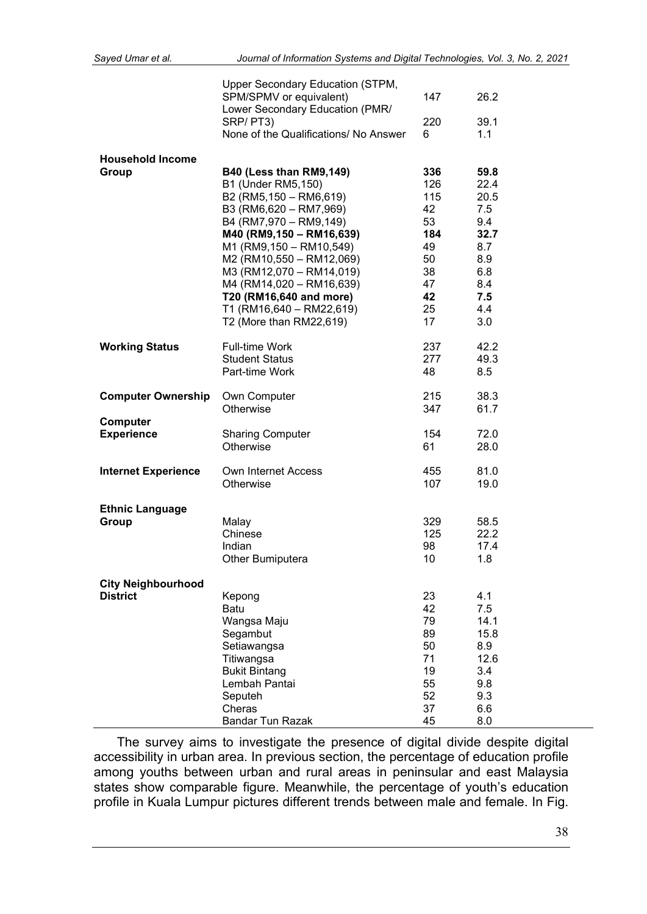| | | | |
|---|---|---|---|
| | Upper Secondary Education (STPM, SPM/SPMV or equivalent) | 147 | 26.2 |
| | Lower Secondary Education (PMR/ SRP/ PT3) | 220 | 39.1 |
| | None of the Qualifications/ No Answer | 6 | 1.1 |
| **Household Income Group** | **B40 (Less than RM9,149)** | **336** | **59.8** |
| | B1 (Under RM5,150) | 126 | 22.4 |
| | B2 (RM5,150 – RM6,619) | 115 | 20.5 |
| | B3 (RM6,620 – RM7,969) | 42 | 7.5 |
| | B4 (RM7,970 – RM9,149) | 53 | 9.4 |
| | **M40 (RM9,150 – RM16,639)** | **184** | **32.7** |
| | M1 (RM9,150 – RM10,549) | 49 | 8.7 |
| | M2 (RM10,550 – RM12,069) | 50 | 8.9 |
| | M3 (RM12,070 – RM14,019) | 38 | 6.8 |
| | M4 (RM14,020 – RM16,639) | 47 | 8.4 |
| | **T20 (RM16,640 and more)** | **42** | **7.5** |
| | T1 (RM16,640 – RM22,619) | 25 | 4.4 |
| | T2 (More than RM22,619) | 17 | 3.0 |
| **Working Status** | Full-time Work | 237 | 42.2 |
| | Student Status | 277 | 49.3 |
| | Part-time Work | 48 | 8.5 |
| **Computer Ownership** | Own Computer | 215 | 38.3 |
| | Otherwise | 347 | 61.7 |
| **Computer Experience** | Sharing Computer | 154 | 72.0 |
| | Otherwise | 61 | 28.0 |
| **Internet Experience** | Own Internet Access | 455 | 81.0 |
| | Otherwise | 107 | 19.0 |
| **Ethnic Language Group** | Malay | 329 | 58.5 |
| | Chinese | 125 | 22.2 |
| | Indian | 98 | 17.4 |
| | Other Bumiputera | 10 | 1.8 |
| **City Neighbourhood District** | Kepong | 23 | 4.1 |
| | Batu | 42 | 7.5 |
| | Wangsa Maju | 79 | 14.1 |
| | Segambut | 89 | 15.8 |
| | Setiawangsa | 50 | 8.9 |
| | Titiwangsa | 71 | 12.6 |
| | Bukit Bintang | 19 | 3.4 |
| | Lembah Pantai | 55 | 9.8 |
| | Seputeh | 52 | 9.3 |
| | Cheras | 37 | 6.6 |
| | Bandar Tun Razak | 45 | 8.0 |

The survey aims to investigate the presence of digital divide despite digital accessibility in urban area. In previous section, the percentage of education profile among youths between urban and rural areas in peninsular and east Malaysia states show comparable figure. Meanwhile, the percentage of youth's education profile in Kuala Lumpur pictures different trends between male and female. In Fig.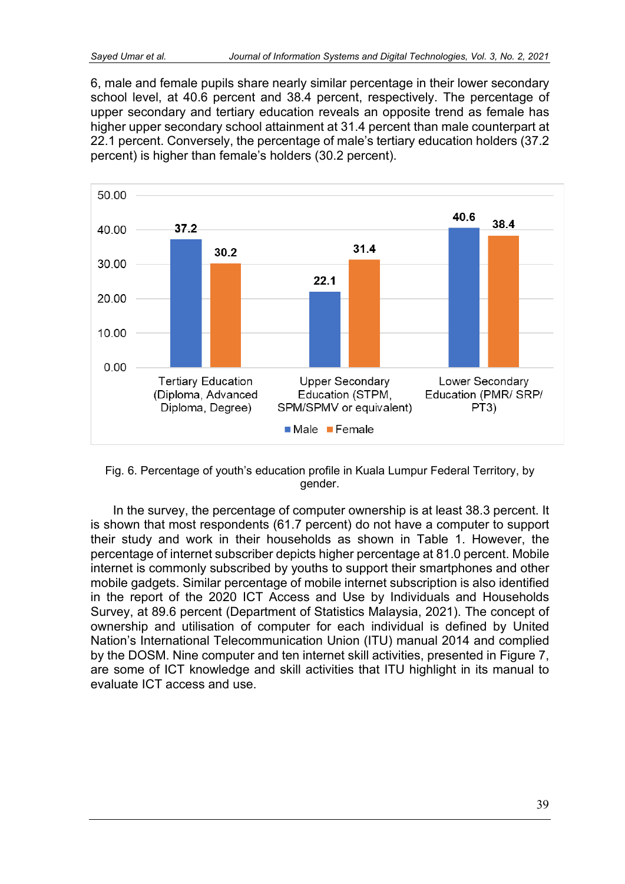6, male and female pupils share nearly similar percentage in their lower secondary school level, at 40.6 percent and 38.4 percent, respectively. The percentage of upper secondary and tertiary education reveals an opposite trend as female has higher upper secondary school attainment at 31.4 percent than male counterpart at 22.1 percent. Conversely, the percentage of male's tertiary education holders (37.2 percent) is higher than female's holders (30.2 percent).

Fig. 6. Percentage of youth's education profile in Kuala Lumpur Federal Territory, by gender.

In the survey, the percentage of computer ownership is at least 38.3 percent. It is shown that most respondents (61.7 percent) do not have a computer to support their study and work in their households as shown in Table 1. However, the percentage of internet subscriber depicts higher percentage at 81.0 percent. Mobile internet is commonly subscribed by youths to support their smartphones and other mobile gadgets. Similar percentage of mobile internet subscription is also identified in the report of the 2020 ICT Access and Use by Individuals and Households Survey, at 89.6 percent (Department of Statistics Malaysia, 2021). The concept of ownership and utilisation of computer for each individual is defined by United Nation's International Telecommunication Union (ITU) manual 2014 and complied by the DOSM. Nine computer and ten internet skill activities, presented in Figure 7, are some of ICT knowledge and skill activities that ITU highlight in its manual to evaluate ICT access and use.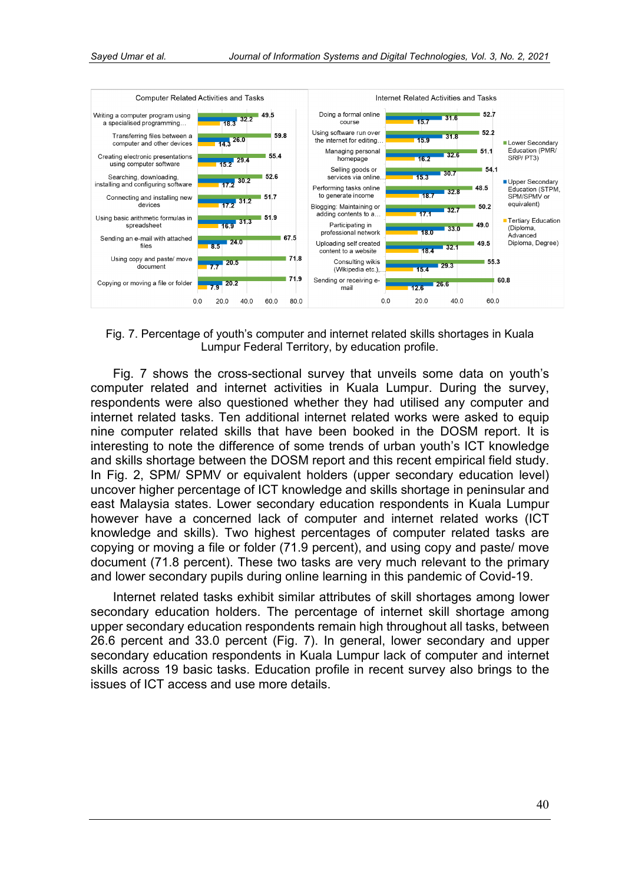Fig. 7. Percentage of youth's computer and internet related skills shortages in Kuala Lumpur Federal Territory, by education profile.

Fig. 7 shows the cross-sectional survey that unveils some data on youth's computer related and internet activities in Kuala Lumpur. During the survey, respondents were also questioned whether they had utilised any computer and internet related tasks. Ten additional internet related works were asked to equip nine computer related skills that have been booked in the DOSM report. It is interesting to note the difference of some trends of urban youth's ICT knowledge and skills shortage between the DOSM report and this recent empirical field study. In Fig. 2, SPM/ SPMV or equivalent holders (upper secondary education level) uncover higher percentage of ICT knowledge and skills shortage in peninsular and east Malaysia states. Lower secondary education respondents in Kuala Lumpur however have a concerned lack of computer and internet related works (ICT knowledge and skills). Two highest percentages of computer related tasks are copying or moving a file or folder (71.9 percent), and using copy and paste/ move document (71.8 percent). These two tasks are very much relevant to the primary and lower secondary pupils during online learning in this pandemic of Covid-19.

Internet related tasks exhibit similar attributes of skill shortages among lower secondary education holders. The percentage of internet skill shortage among upper secondary education respondents remain high throughout all tasks, between 26.6 percent and 33.0 percent (Fig. 7). In general, lower secondary and upper secondary education respondents in Kuala Lumpur lack of computer and internet skills across 19 basic tasks. Education profile in recent survey also brings to the issues of ICT access and use more details.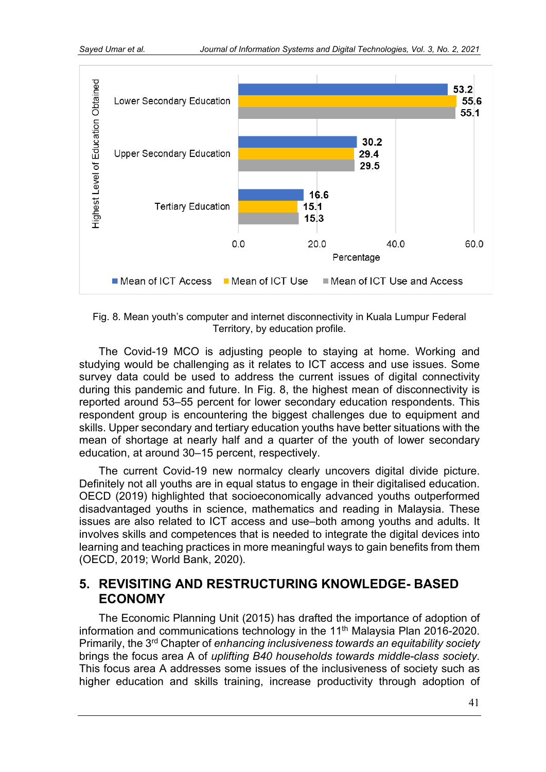Fig. 8. Mean youth's computer and internet disconnectivity in Kuala Lumpur Federal Territory, by education profile.

The Covid-19 MCO is adjusting people to staying at home. Working and studying would be challenging as it relates to ICT access and use issues. Some survey data could be used to address the current issues of digital connectivity during this pandemic and future. In Fig. 8, the highest mean of disconnectivity is reported around 53–55 percent for lower secondary education respondents. This respondent group is encountering the biggest challenges due to equipment and skills. Upper secondary and tertiary education youths have better situations with the mean of shortage at nearly half and a quarter of the youth of lower secondary education, at around 30–15 percent, respectively.

The current Covid-19 new normalcy clearly uncovers digital divide picture. Definitely not all youths are in equal status to engage in their digitalised education. OECD (2019) highlighted that socioeconomically advanced youths outperformed disadvantaged youths in science, mathematics and reading in Malaysia. These issues are also related to ICT access and use–both among youths and adults. It involves skills and competences that is needed to integrate the digital devices into learning and teaching practices in more meaningful ways to gain benefits from them (OECD, 2019; World Bank, 2020).

## 5. REVISITING AND RESTRUCTURING KNOWLEDGE- BASED ECONOMY

The Economic Planning Unit (2015) has drafted the importance of adoption of information and communications technology in the 11th Malaysia Plan 2016-2020. Primarily, the 3rd Chapter of *enhancing inclusiveness towards an equitability society* brings the focus area A of *uplifting B40 households towards middle-class society*. This focus area A addresses some issues of the inclusiveness of society such as higher education and skills training, increase productivity through adoption of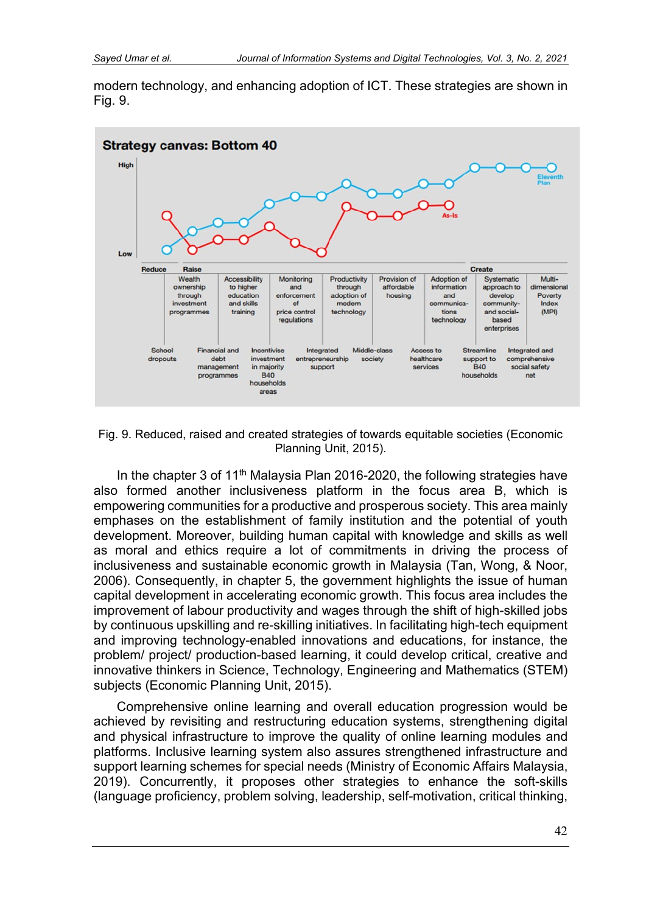modern technology, and enhancing adoption of ICT. These strategies are shown in Fig. 9.

Fig. 9. Reduced, raised and created strategies of towards equitable societies (Economic Planning Unit, 2015).

In the chapter 3 of 11th Malaysia Plan 2016-2020, the following strategies have also formed another inclusiveness platform in the focus area B, which is empowering communities for a productive and prosperous society. This area mainly emphases on the establishment of family institution and the potential of youth development. Moreover, building human capital with knowledge and skills as well as moral and ethics require a lot of commitments in driving the process of inclusiveness and sustainable economic growth in Malaysia (Tan, Wong, & Noor, 2006). Consequently, in chapter 5, the government highlights the issue of human capital development in accelerating economic growth. This focus area includes the improvement of labour productivity and wages through the shift of high-skilled jobs by continuous upskilling and re-skilling initiatives. In facilitating high-tech equipment and improving technology-enabled innovations and educations, for instance, the problem/ project/ production-based learning, it could develop critical, creative and innovative thinkers in Science, Technology, Engineering and Mathematics (STEM) subjects (Economic Planning Unit, 2015).

Comprehensive online learning and overall education progression would be achieved by revisiting and restructuring education systems, strengthening digital and physical infrastructure to improve the quality of online learning modules and platforms. Inclusive learning system also assures strengthened infrastructure and support learning schemes for special needs (Ministry of Economic Affairs Malaysia, 2019). Concurrently, it proposes other strategies to enhance the soft-skills (language proficiency, problem solving, leadership, self-motivation, critical thinking,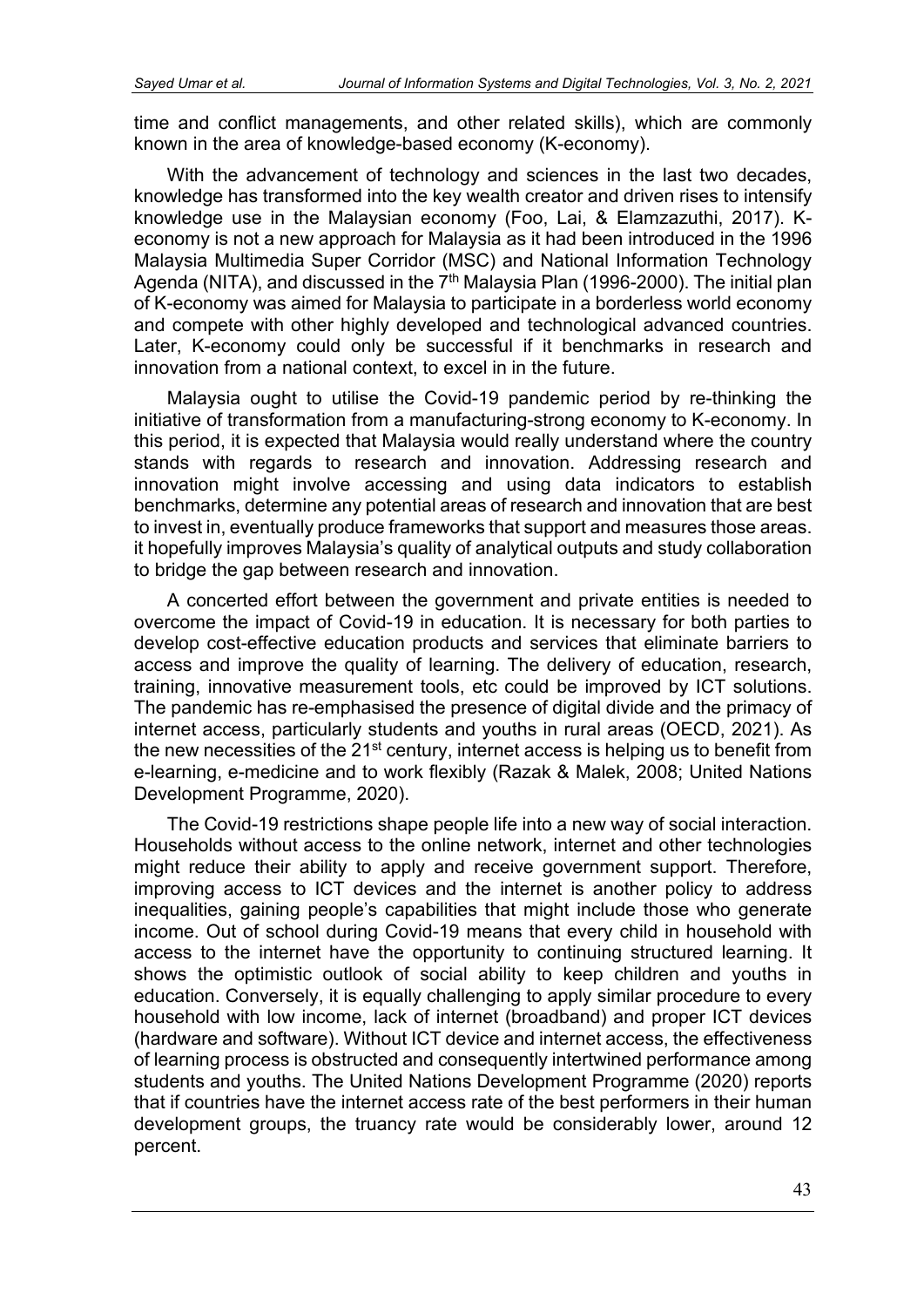time and conflict managements, and other related skills), which are commonly known in the area of knowledge-based economy (K-economy).

With the advancement of technology and sciences in the last two decades, knowledge has transformed into the key wealth creator and driven rises to intensify knowledge use in the Malaysian economy (Foo, Lai, & Elamzazuthi, 2017). K-economy is not a new approach for Malaysia as it had been introduced in the 1996 Malaysia Multimedia Super Corridor (MSC) and National Information Technology Agenda (NITA), and discussed in the 7th Malaysia Plan (1996-2000). The initial plan of K-economy was aimed for Malaysia to participate in a borderless world economy and compete with other highly developed and technological advanced countries. Later, K-economy could only be successful if it benchmarks in research and innovation from a national context, to excel in in the future.

Malaysia ought to utilise the Covid-19 pandemic period by re-thinking the initiative of transformation from a manufacturing-strong economy to K-economy. In this period, it is expected that Malaysia would really understand where the country stands with regards to research and innovation. Addressing research and innovation might involve accessing and using data indicators to establish benchmarks, determine any potential areas of research and innovation that are best to invest in, eventually produce frameworks that support and measures those areas. it hopefully improves Malaysia's quality of analytical outputs and study collaboration to bridge the gap between research and innovation.

A concerted effort between the government and private entities is needed to overcome the impact of Covid-19 in education. It is necessary for both parties to develop cost-effective education products and services that eliminate barriers to access and improve the quality of learning. The delivery of education, research, training, innovative measurement tools, etc could be improved by ICT solutions. The pandemic has re-emphasised the presence of digital divide and the primacy of internet access, particularly students and youths in rural areas (OECD, 2021). As the new necessities of the 21st century, internet access is helping us to benefit from e-learning, e-medicine and to work flexibly (Razak & Malek, 2008; United Nations Development Programme, 2020).

The Covid-19 restrictions shape people life into a new way of social interaction. Households without access to the online network, internet and other technologies might reduce their ability to apply and receive government support. Therefore, improving access to ICT devices and the internet is another policy to address inequalities, gaining people's capabilities that might include those who generate income. Out of school during Covid-19 means that every child in household with access to the internet have the opportunity to continuing structured learning. It shows the optimistic outlook of social ability to keep children and youths in education. Conversely, it is equally challenging to apply similar procedure to every household with low income, lack of internet (broadband) and proper ICT devices (hardware and software). Without ICT device and internet access, the effectiveness of learning process is obstructed and consequently intertwined performance among students and youths. The United Nations Development Programme (2020) reports that if countries have the internet access rate of the best performers in their human development groups, the truancy rate would be considerably lower, around 12 percent.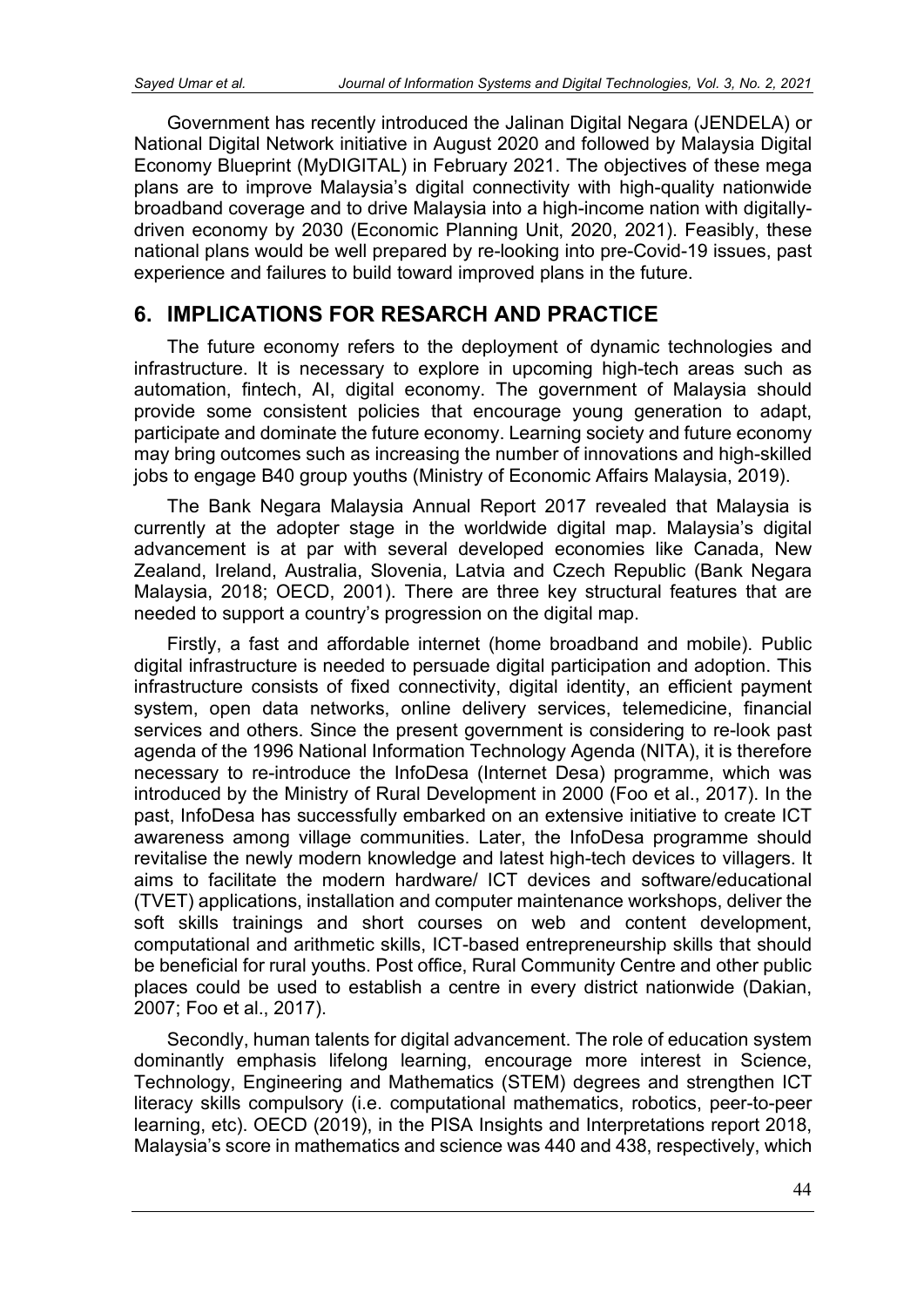Government has recently introduced the Jalinan Digital Negara (JENDELA) or National Digital Network initiative in August 2020 and followed by Malaysia Digital Economy Blueprint (MyDIGITAL) in February 2021. The objectives of these mega plans are to improve Malaysia's digital connectivity with high-quality nationwide broadband coverage and to drive Malaysia into a high-income nation with digitally-driven economy by 2030 (Economic Planning Unit, 2020, 2021). Feasibly, these national plans would be well prepared by re-looking into pre-Covid-19 issues, past experience and failures to build toward improved plans in the future.

## 6. IMPLICATIONS FOR RESARCH AND PRACTICE

The future economy refers to the deployment of dynamic technologies and infrastructure. It is necessary to explore in upcoming high-tech areas such as automation, fintech, AI, digital economy. The government of Malaysia should provide some consistent policies that encourage young generation to adapt, participate and dominate the future economy. Learning society and future economy may bring outcomes such as increasing the number of innovations and high-skilled jobs to engage B40 group youths (Ministry of Economic Affairs Malaysia, 2019).

The Bank Negara Malaysia Annual Report 2017 revealed that Malaysia is currently at the adopter stage in the worldwide digital map. Malaysia's digital advancement is at par with several developed economies like Canada, New Zealand, Ireland, Australia, Slovenia, Latvia and Czech Republic (Bank Negara Malaysia, 2018; OECD, 2001). There are three key structural features that are needed to support a country's progression on the digital map.

Firstly, a fast and affordable internet (home broadband and mobile). Public digital infrastructure is needed to persuade digital participation and adoption. This infrastructure consists of fixed connectivity, digital identity, an efficient payment system, open data networks, online delivery services, telemedicine, financial services and others. Since the present government is considering to re-look past agenda of the 1996 National Information Technology Agenda (NITA), it is therefore necessary to re-introduce the InfoDesa (Internet Desa) programme, which was introduced by the Ministry of Rural Development in 2000 (Foo et al., 2017). In the past, InfoDesa has successfully embarked on an extensive initiative to create ICT awareness among village communities. Later, the InfoDesa programme should revitalise the newly modern knowledge and latest high-tech devices to villagers. It aims to facilitate the modern hardware/ ICT devices and software/educational (TVET) applications, installation and computer maintenance workshops, deliver the soft skills trainings and short courses on web and content development, computational and arithmetic skills, ICT-based entrepreneurship skills that should be beneficial for rural youths. Post office, Rural Community Centre and other public places could be used to establish a centre in every district nationwide (Dakian, 2007; Foo et al., 2017).

Secondly, human talents for digital advancement. The role of education system dominantly emphasis lifelong learning, encourage more interest in Science, Technology, Engineering and Mathematics (STEM) degrees and strengthen ICT literacy skills compulsory (i.e. computational mathematics, robotics, peer-to-peer learning, etc). OECD (2019), in the PISA Insights and Interpretations report 2018, Malaysia's score in mathematics and science was 440 and 438, respectively, which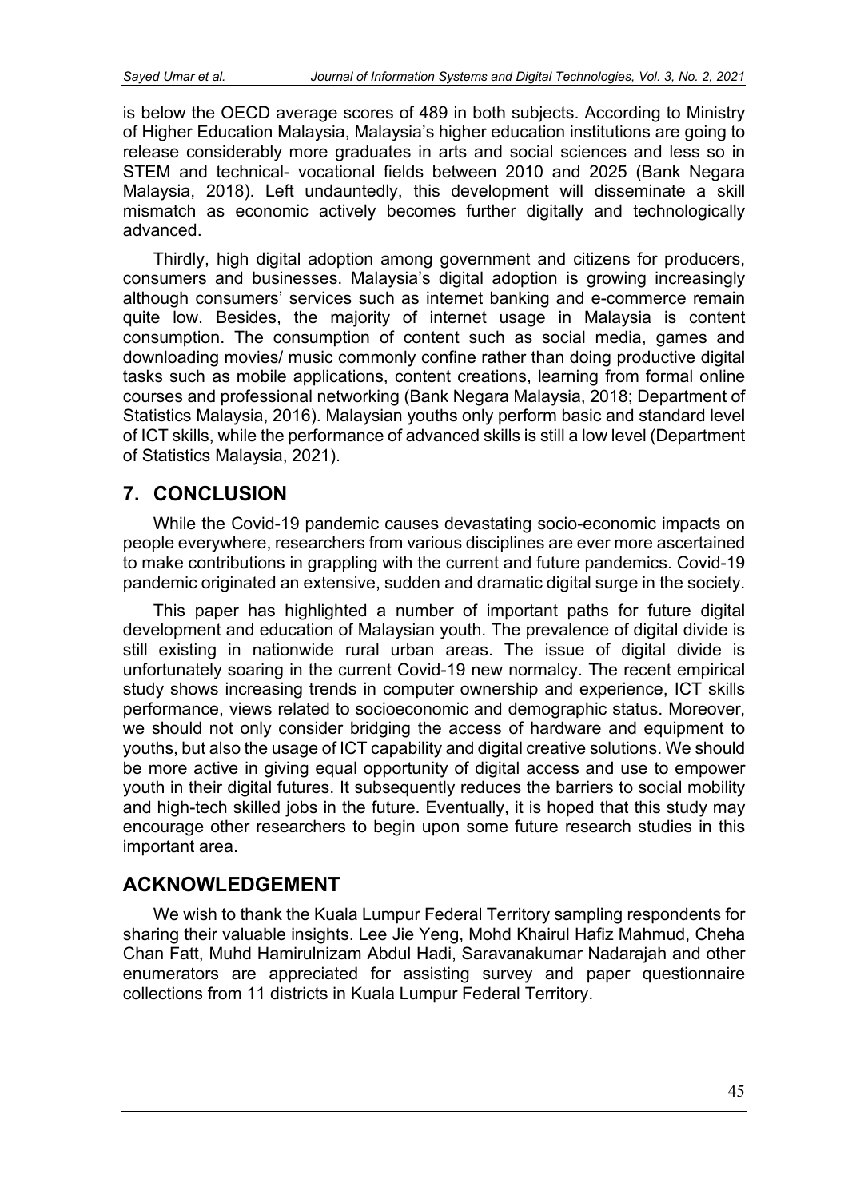is below the OECD average scores of 489 in both subjects. According to Ministry of Higher Education Malaysia, Malaysia's higher education institutions are going to release considerably more graduates in arts and social sciences and less so in STEM and technical- vocational fields between 2010 and 2025 (Bank Negara Malaysia, 2018). Left undauntedly, this development will disseminate a skill mismatch as economic actively becomes further digitally and technologically advanced.

Thirdly, high digital adoption among government and citizens for producers, consumers and businesses. Malaysia's digital adoption is growing increasingly although consumers' services such as internet banking and e-commerce remain quite low. Besides, the majority of internet usage in Malaysia is content consumption. The consumption of content such as social media, games and downloading movies/ music commonly confine rather than doing productive digital tasks such as mobile applications, content creations, learning from formal online courses and professional networking (Bank Negara Malaysia, 2018; Department of Statistics Malaysia, 2016). Malaysian youths only perform basic and standard level of ICT skills, while the performance of advanced skills is still a low level (Department of Statistics Malaysia, 2021).

## 7. CONCLUSION

While the Covid-19 pandemic causes devastating socio-economic impacts on people everywhere, researchers from various disciplines are ever more ascertained to make contributions in grappling with the current and future pandemics. Covid-19 pandemic originated an extensive, sudden and dramatic digital surge in the society.

This paper has highlighted a number of important paths for future digital development and education of Malaysian youth. The prevalence of digital divide is still existing in nationwide rural urban areas. The issue of digital divide is unfortunately soaring in the current Covid-19 new normalcy. The recent empirical study shows increasing trends in computer ownership and experience, ICT skills performance, views related to socioeconomic and demographic status. Moreover, we should not only consider bridging the access of hardware and equipment to youths, but also the usage of ICT capability and digital creative solutions. We should be more active in giving equal opportunity of digital access and use to empower youth in their digital futures. It subsequently reduces the barriers to social mobility and high-tech skilled jobs in the future. Eventually, it is hoped that this study may encourage other researchers to begin upon some future research studies in this important area.

## ACKNOWLEDGEMENT

We wish to thank the Kuala Lumpur Federal Territory sampling respondents for sharing their valuable insights. Lee Jie Yeng, Mohd Khairul Hafiz Mahmud, Cheha Chan Fatt, Muhd Hamirulnizam Abdul Hadi, Saravanakumar Nadarajah and other enumerators are appreciated for assisting survey and paper questionnaire collections from 11 districts in Kuala Lumpur Federal Territory.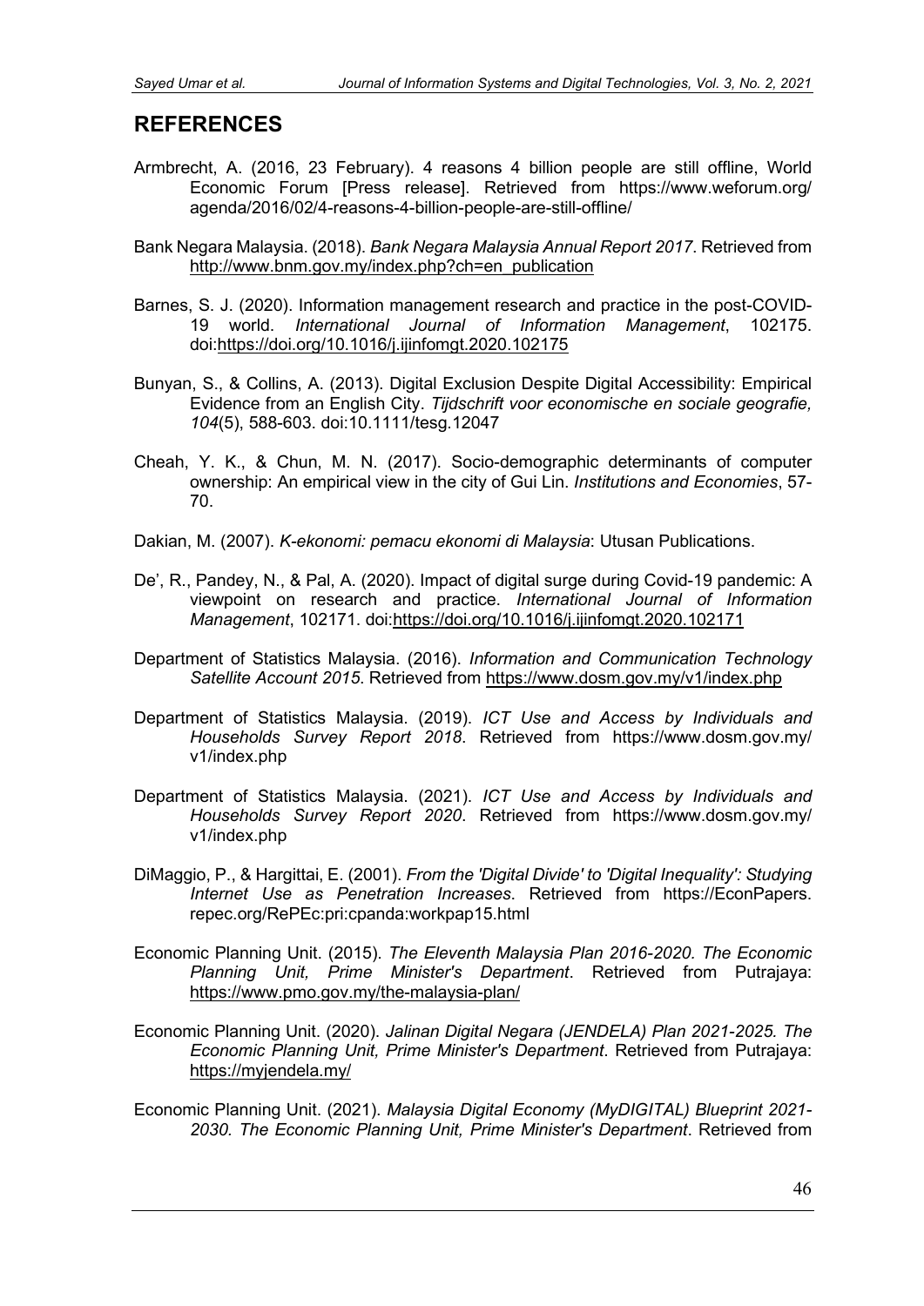## REFERENCES

Armbrecht, A. (2016, 23 February). 4 reasons 4 billion people are still offline, World Economic Forum [Press release]. Retrieved from https://www.weforum.org/agenda/2016/02/4-reasons-4-billion-people-are-still-offline/

Bank Negara Malaysia. (2018). *Bank Negara Malaysia Annual Report 2017*. Retrieved from http://www.bnm.gov.my/index.php?ch=en_publication

Barnes, S. J. (2020). Information management research and practice in the post-COVID-19 world. *International Journal of Information Management*, 102175. doi:https://doi.org/10.1016/j.ijinfomgt.2020.102175

Bunyan, S., & Collins, A. (2013). Digital Exclusion Despite Digital Accessibility: Empirical Evidence from an English City. *Tijdschrift voor economische en sociale geografie, 104*(5), 588-603. doi:10.1111/tesg.12047

Cheah, Y. K., & Chun, M. N. (2017). Socio-demographic determinants of computer ownership: An empirical view in the city of Gui Lin. *Institutions and Economies*, 57-70.

Dakian, M. (2007). *K-ekonomi: pemacu ekonomi di Malaysia*: Utusan Publications.

De', R., Pandey, N., & Pal, A. (2020). Impact of digital surge during Covid-19 pandemic: A viewpoint on research and practice. *International Journal of Information Management*, 102171. doi:https://doi.org/10.1016/j.ijinfomgt.2020.102171

Department of Statistics Malaysia. (2016). *Information and Communication Technology Satellite Account 2015*. Retrieved from https://www.dosm.gov.my/v1/index.php

Department of Statistics Malaysia. (2019). *ICT Use and Access by Individuals and Households Survey Report 2018*. Retrieved from https://www.dosm.gov.my/v1/index.php

Department of Statistics Malaysia. (2021). *ICT Use and Access by Individuals and Households Survey Report 2020*. Retrieved from https://www.dosm.gov.my/v1/index.php

DiMaggio, P., & Hargittai, E. (2001). *From the 'Digital Divide' to 'Digital Inequality': Studying Internet Use as Penetration Increases*. Retrieved from https://EconPapers.repec.org/RePEc:pri:cpanda:workpap15.html

Economic Planning Unit. (2015). *The Eleventh Malaysia Plan 2016-2020. The Economic Planning Unit, Prime Minister's Department*. Retrieved from Putrajaya: https://www.pmo.gov.my/the-malaysia-plan/

Economic Planning Unit. (2020). *Jalinan Digital Negara (JENDELA) Plan 2021-2025. The Economic Planning Unit, Prime Minister's Department*. Retrieved from Putrajaya: https://myjendela.my/

Economic Planning Unit. (2021). *Malaysia Digital Economy (MyDIGITAL) Blueprint 2021-2030. The Economic Planning Unit, Prime Minister's Department*. Retrieved from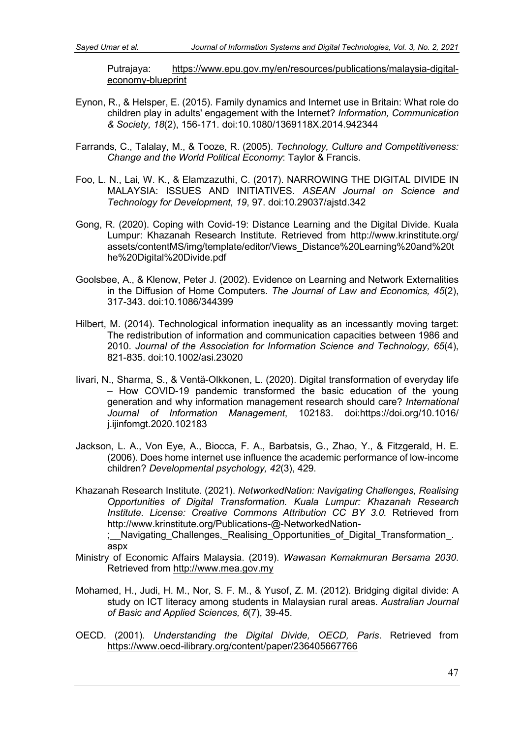Putrajaya: https://www.epu.gov.my/en/resources/publications/malaysia-digital-economy-blueprint

Eynon, R., & Helsper, E. (2015). Family dynamics and Internet use in Britain: What role do children play in adults' engagement with the Internet? *Information, Communication & Society, 18*(2), 156-171. doi:10.1080/1369118X.2014.942344

Farrands, C., Talalay, M., & Tooze, R. (2005). *Technology, Culture and Competitiveness: Change and the World Political Economy*: Taylor & Francis.

Foo, L. N., Lai, W. K., & Elamzazuthi, C. (2017). NARROWING THE DIGITAL DIVIDE IN MALAYSIA: ISSUES AND INITIATIVES. *ASEAN Journal on Science and Technology for Development, 19*, 97. doi:10.29037/ajstd.342

Gong, R. (2020). Coping with Covid-19: Distance Learning and the Digital Divide. Kuala Lumpur: Khazanah Research Institute. Retrieved from http://www.krinstitute.org/assets/contentMS/img/template/editor/Views_Distance%20Learning%20and%20the%20Digital%20Divide.pdf

Goolsbee, A., & Klenow, Peter J. (2002). Evidence on Learning and Network Externalities in the Diffusion of Home Computers. *The Journal of Law and Economics, 45*(2), 317-343. doi:10.1086/344399

Hilbert, M. (2014). Technological information inequality as an incessantly moving target: The redistribution of information and communication capacities between 1986 and 2010. *Journal of the Association for Information Science and Technology, 65*(4), 821-835. doi:10.1002/asi.23020

Iivari, N., Sharma, S., & Ventä-Olkkonen, L. (2020). Digital transformation of everyday life – How COVID-19 pandemic transformed the basic education of the young generation and why information management research should care? *International Journal of Information Management*, 102183. doi:https://doi.org/10.1016/j.ijinfomgt.2020.102183

Jackson, L. A., Von Eye, A., Biocca, F. A., Barbatsis, G., Zhao, Y., & Fitzgerald, H. E. (2006). Does home internet use influence the academic performance of low-income children? *Developmental psychology, 42*(3), 429.

Khazanah Research Institute. (2021). *NetworkedNation: Navigating Challenges, Realising Opportunities of Digital Transformation. Kuala Lumpur: Khazanah Research Institute. License: Creative Commons Attribution CC BY 3.0.* Retrieved from http://www.krinstitute.org/Publications-@-NetworkedNation-;__Navigating_Challenges,_Realising_Opportunities_of_Digital_Transformation_.aspx

Ministry of Economic Affairs Malaysia. (2019). *Wawasan Kemakmuran Bersama 2030*. Retrieved from http://www.mea.gov.my

Mohamed, H., Judi, H. M., Nor, S. F. M., & Yusof, Z. M. (2012). Bridging digital divide: A study on ICT literacy among students in Malaysian rural areas. *Australian Journal of Basic and Applied Sciences, 6*(7), 39-45.

OECD. (2001). *Understanding the Digital Divide, OECD, Paris*. Retrieved from https://www.oecd-ilibrary.org/content/paper/236405667766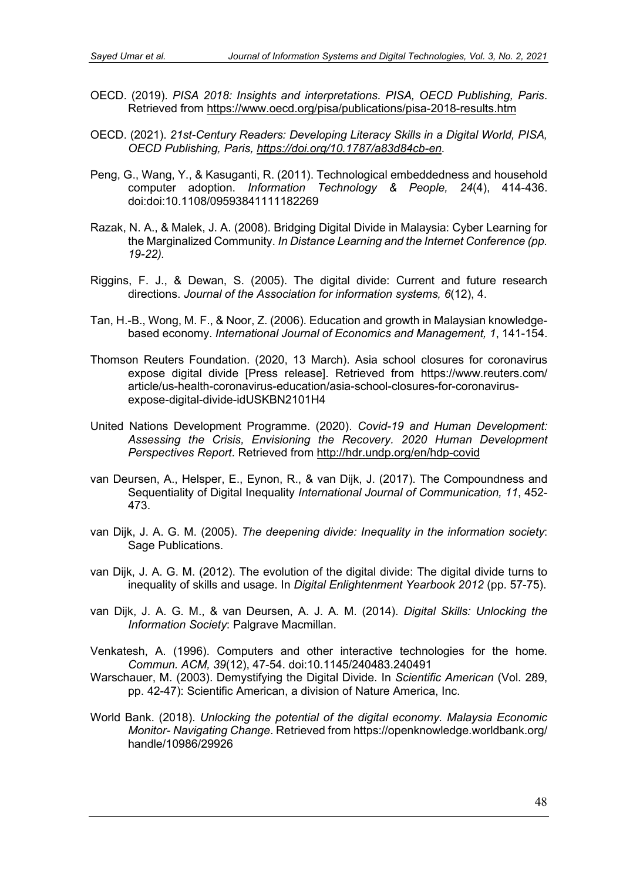OECD. (2019). *PISA 2018: Insights and interpretations. PISA, OECD Publishing, Paris*. Retrieved from https://www.oecd.org/pisa/publications/pisa-2018-results.htm

OECD. (2021). *21st-Century Readers: Developing Literacy Skills in a Digital World, PISA, OECD Publishing, Paris, https://doi.org/10.1787/a83d84cb-en.*

Peng, G., Wang, Y., & Kasuganti, R. (2011). Technological embeddedness and household computer adoption. *Information Technology & People, 24*(4), 414-436. doi:doi:10.1108/09593841111182269

Razak, N. A., & Malek, J. A. (2008). Bridging Digital Divide in Malaysia: Cyber Learning for the Marginalized Community. *In Distance Learning and the Internet Conference (pp. 19-22).*

Riggins, F. J., & Dewan, S. (2005). The digital divide: Current and future research directions. *Journal of the Association for information systems, 6*(12), 4.

Tan, H.-B., Wong, M. F., & Noor, Z. (2006). Education and growth in Malaysian knowledge-based economy. *International Journal of Economics and Management, 1*, 141-154.

Thomson Reuters Foundation. (2020, 13 March). Asia school closures for coronavirus expose digital divide [Press release]. Retrieved from https://www.reuters.com/article/us-health-coronavirus-education/asia-school-closures-for-coronavirus-expose-digital-divide-idUSKBN2101H4

United Nations Development Programme. (2020). *Covid-19 and Human Development: Assessing the Crisis, Envisioning the Recovery. 2020 Human Development Perspectives Report*. Retrieved from http://hdr.undp.org/en/hdp-covid

van Deursen, A., Helsper, E., Eynon, R., & van Dijk, J. (2017). The Compoundness and Sequentiality of Digital Inequality *International Journal of Communication, 11*, 452-473.

van Dijk, J. A. G. M. (2005). *The deepening divide: Inequality in the information society*: Sage Publications.

van Dijk, J. A. G. M. (2012). The evolution of the digital divide: The digital divide turns to inequality of skills and usage. In *Digital Enlightenment Yearbook 2012* (pp. 57-75).

van Dijk, J. A. G. M., & van Deursen, A. J. A. M. (2014). *Digital Skills: Unlocking the Information Society*: Palgrave Macmillan.

Venkatesh, A. (1996). Computers and other interactive technologies for the home. *Commun. ACM, 39*(12), 47-54. doi:10.1145/240483.240491

Warschauer, M. (2003). Demystifying the Digital Divide. In *Scientific American* (Vol. 289, pp. 42-47): Scientific American, a division of Nature America, Inc.

World Bank. (2018). *Unlocking the potential of the digital economy. Malaysia Economic Monitor- Navigating Change*. Retrieved from https://openknowledge.worldbank.org/handle/10986/29926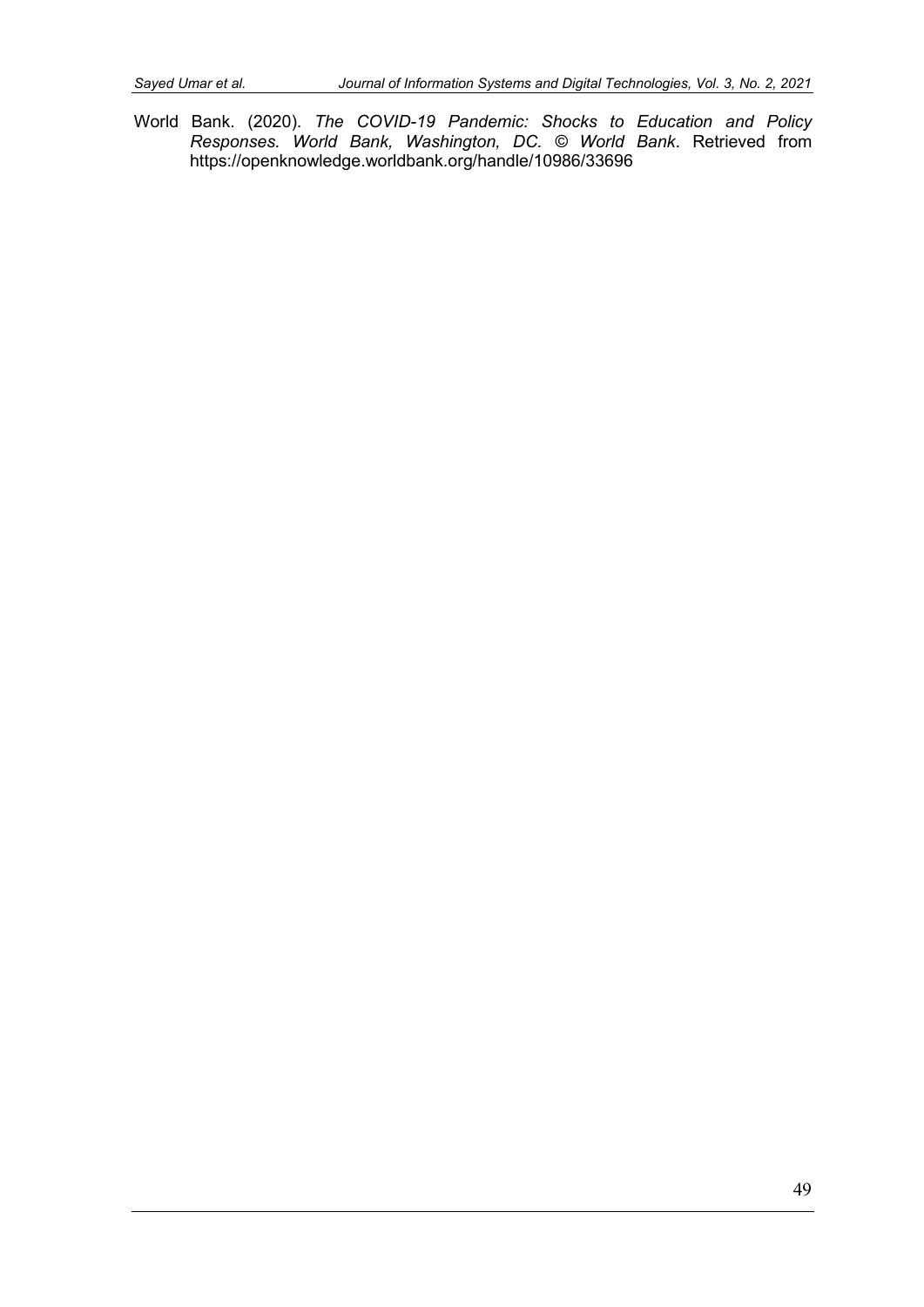World Bank. (2020). *The COVID-19 Pandemic: Shocks to Education and Policy Responses. World Bank, Washington, DC. © World Bank*. Retrieved from https://openknowledge.worldbank.org/handle/10986/33696